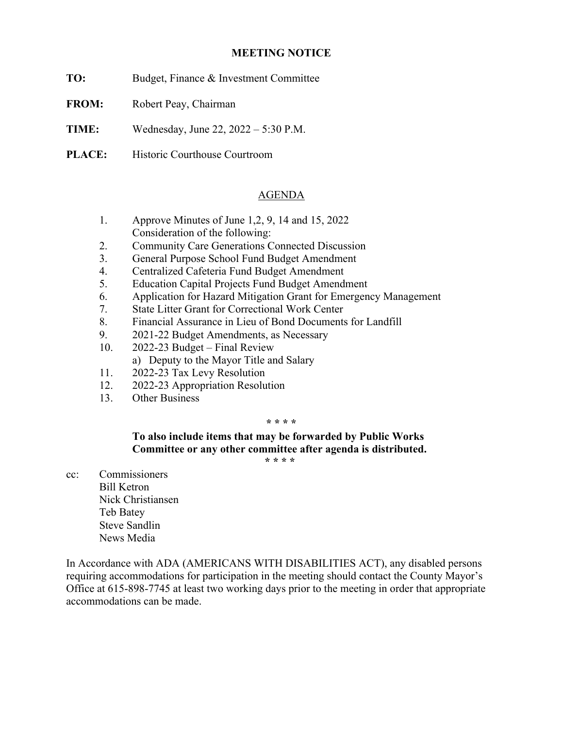# MEETING NOTICE

**TO:** Budget, Finance & Investment Committee

**FROM:** Robert Peay, Chairman

**TIME:** Wednesday, June 22, 2022 – 5:30 P.M.

**PLACE:** Historic Courthouse Courtroom

## AGENDA

1. Approve Minutes of June 1,2, 9, 14 and 15, 2022
   Consideration of the following:
2. Community Care Generations Connected Discussion
3. General Purpose School Fund Budget Amendment
4. Centralized Cafeteria Fund Budget Amendment
5. Education Capital Projects Fund Budget Amendment
6. Application for Hazard Mitigation Grant for Emergency Management
7. State Litter Grant for Correctional Work Center
8. Financial Assurance in Lieu of Bond Documents for Landfill
9. 2021-22 Budget Amendments, as Necessary
10. 2022-23 Budget – Final Review
    a) Deputy to the Mayor Title and Salary
11. 2022-23 Tax Levy Resolution
12. 2022-23 Appropriation Resolution
13. Other Business

\* \* \* \*

**To also include items that may be forwarded by Public Works Committee or any other committee after agenda is distributed.**

\* \* \* \*

cc: Commissioners
Bill Ketron
Nick Christiansen
Teb Batey
Steve Sandlin
News Media

In Accordance with ADA (AMERICANS WITH DISABILITIES ACT), any disabled persons requiring accommodations for participation in the meeting should contact the County Mayor's Office at 615-898-7745 at least two working days prior to the meeting in order that appropriate accommodations can be made.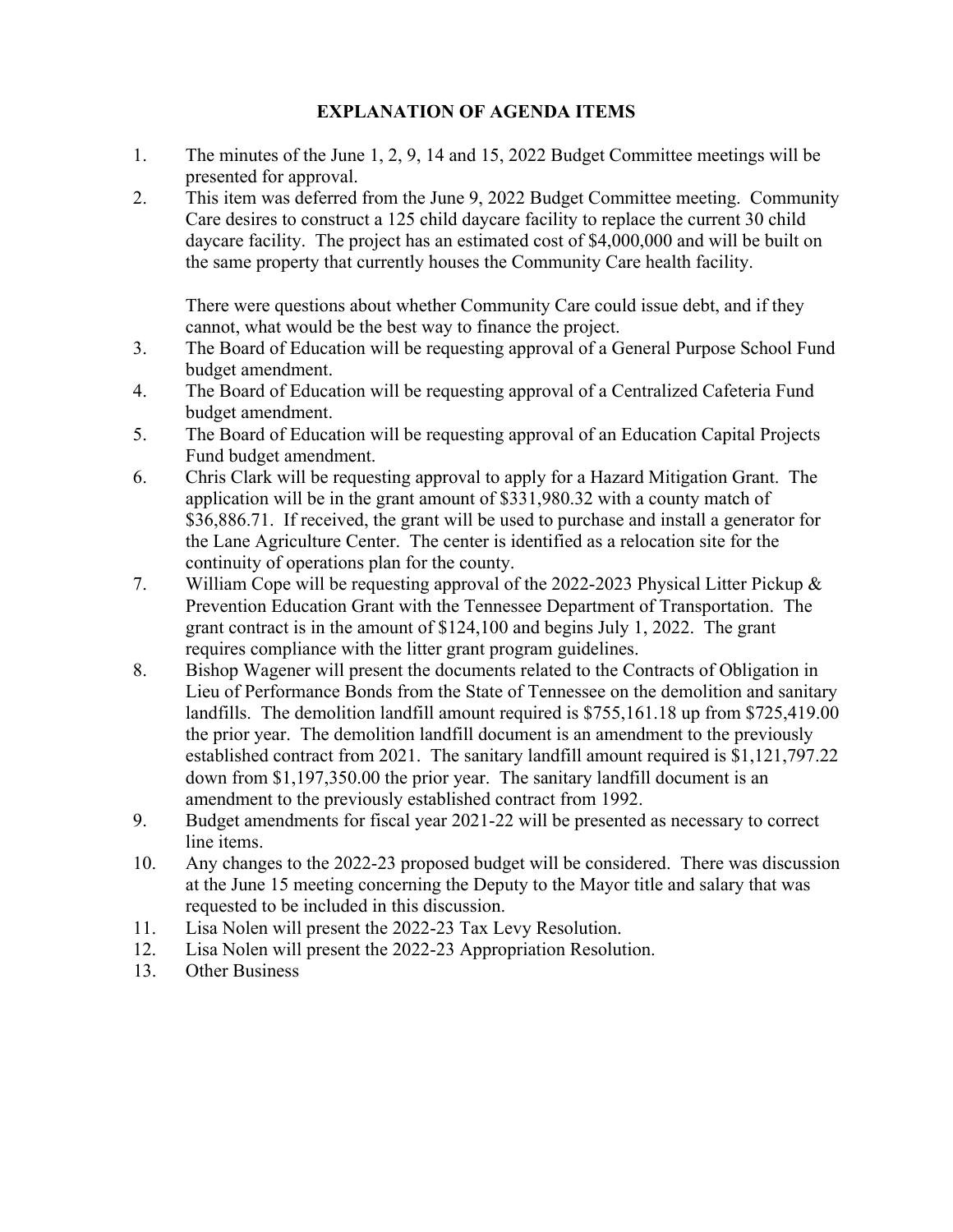# EXPLANATION OF AGENDA ITEMS

1. The minutes of the June 1, 2, 9, 14 and 15, 2022 Budget Committee meetings will be presented for approval.
2. This item was deferred from the June 9, 2022 Budget Committee meeting. Community Care desires to construct a 125 child daycare facility to replace the current 30 child daycare facility. The project has an estimated cost of $4,000,000 and will be built on the same property that currently houses the Community Care health facility.

   There were questions about whether Community Care could issue debt, and if they cannot, what would be the best way to finance the project.
3. The Board of Education will be requesting approval of a General Purpose School Fund budget amendment.
4. The Board of Education will be requesting approval of a Centralized Cafeteria Fund budget amendment.
5. The Board of Education will be requesting approval of an Education Capital Projects Fund budget amendment.
6. Chris Clark will be requesting approval to apply for a Hazard Mitigation Grant. The application will be in the grant amount of $331,980.32 with a county match of $36,886.71. If received, the grant will be used to purchase and install a generator for the Lane Agriculture Center. The center is identified as a relocation site for the continuity of operations plan for the county.
7. William Cope will be requesting approval of the 2022-2023 Physical Litter Pickup & Prevention Education Grant with the Tennessee Department of Transportation. The grant contract is in the amount of $124,100 and begins July 1, 2022. The grant requires compliance with the litter grant program guidelines.
8. Bishop Wagener will present the documents related to the Contracts of Obligation in Lieu of Performance Bonds from the State of Tennessee on the demolition and sanitary landfills. The demolition landfill amount required is $755,161.18 up from $725,419.00 the prior year. The demolition landfill document is an amendment to the previously established contract from 2021. The sanitary landfill amount required is $1,121,797.22 down from $1,197,350.00 the prior year. The sanitary landfill document is an amendment to the previously established contract from 1992.
9. Budget amendments for fiscal year 2021-22 will be presented as necessary to correct line items.
10. Any changes to the 2022-23 proposed budget will be considered. There was discussion at the June 15 meeting concerning the Deputy to the Mayor title and salary that was requested to be included in this discussion.
11. Lisa Nolen will present the 2022-23 Tax Levy Resolution.
12. Lisa Nolen will present the 2022-23 Appropriation Resolution.
13. Other Business